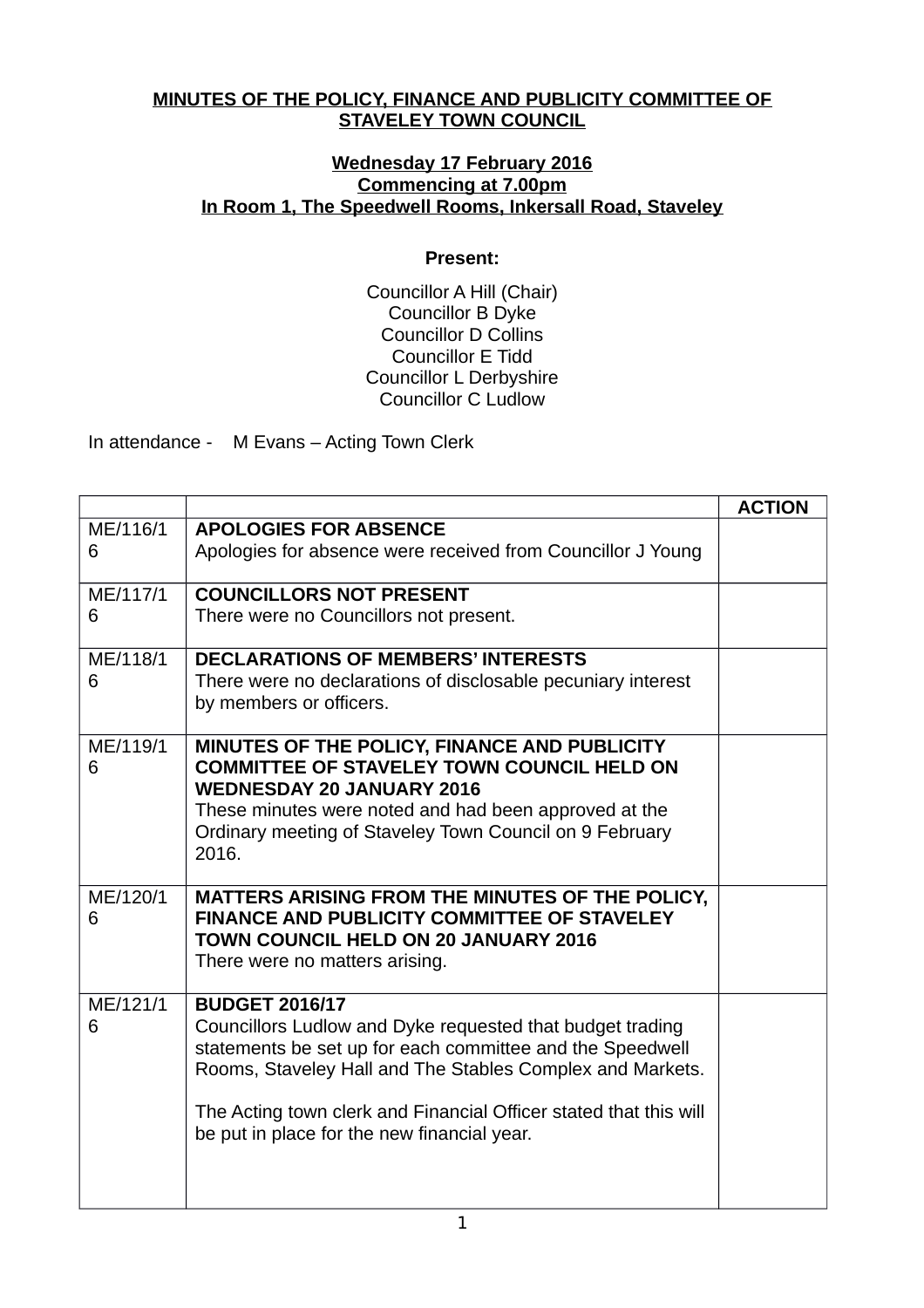**MINUTES OF THE POLICY, FINANCE AND PUBLICITY COMMITTEE OF STAVELEY TOWN COUNCIL**

**Wednesday 17 February 2016**
**Commencing at 7.00pm**
**In Room 1, The Speedwell Rooms, Inkersall Road, Staveley**

**Present:**

Councillor A Hill (Chair)
Councillor B Dyke
Councillor D Collins
Councillor E Tidd
Councillor L Derbyshire
Councillor C Ludlow

In attendance - M Evans – Acting Town Clerk

| | | ACTION |
|---|---|---|
| ME/116/16 | **APOLOGIES FOR ABSENCE**<br>Apologies for absence were received from Councillor J Young | |
| ME/117/16 | **COUNCILLORS NOT PRESENT**<br>There were no Councillors not present. | |
| ME/118/16 | **DECLARATIONS OF MEMBERS' INTERESTS**<br>There were no declarations of disclosable pecuniary interest by members or officers. | |
| ME/119/16 | **MINUTES OF THE POLICY, FINANCE AND PUBLICITY COMMITTEE OF STAVELEY TOWN COUNCIL HELD ON WEDNESDAY 20 JANUARY 2016**<br>These minutes were noted and had been approved at the Ordinary meeting of Staveley Town Council on 9 February 2016. | |
| ME/120/16 | **MATTERS ARISING FROM THE MINUTES OF THE POLICY, FINANCE AND PUBLICITY COMMITTEE OF STAVELEY TOWN COUNCIL HELD ON 20 JANUARY 2016**<br>There were no matters arising. | |
| ME/121/16 | **BUDGET 2016/17**<br>Councillors Ludlow and Dyke requested that budget trading statements be set up for each committee and the Speedwell Rooms, Staveley Hall and The Stables Complex and Markets.<br><br>The Acting town clerk and Financial Officer stated that this will be put in place for the new financial year. | |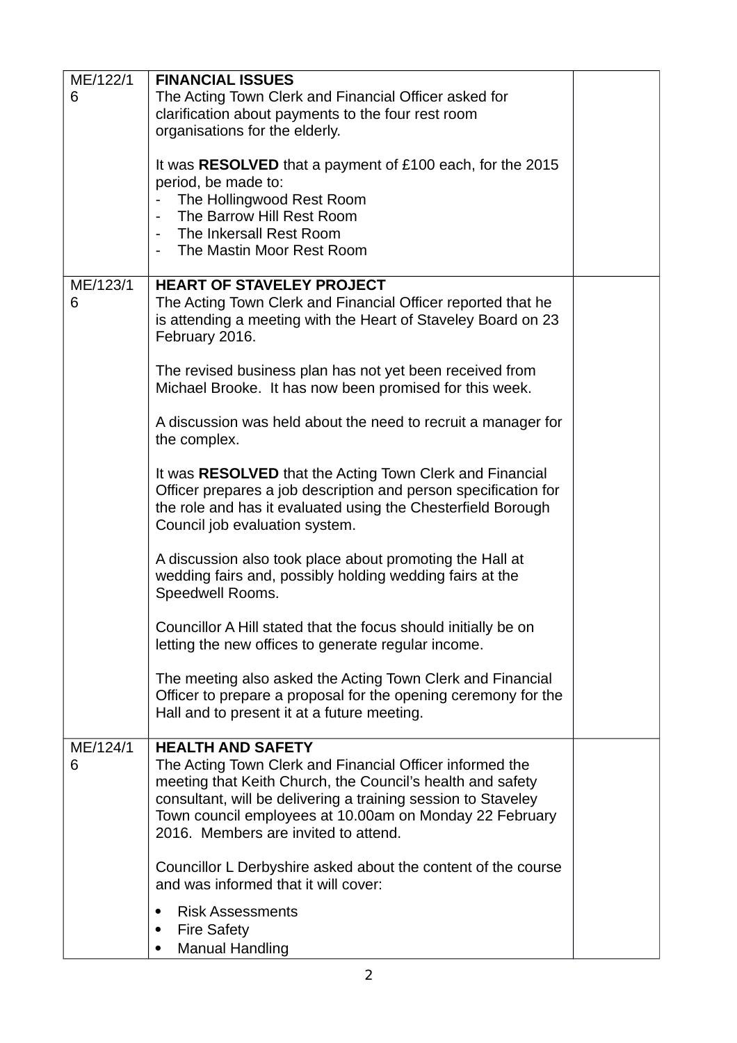| | | |
|---|---|---|
| ME/122/16 | **FINANCIAL ISSUES**<br>The Acting Town Clerk and Financial Officer asked for clarification about payments to the four rest room organisations for the elderly.<br><br>It was **RESOLVED** that a payment of £100 each, for the 2015 period, be made to:<br>- The Hollingwood Rest Room<br>- The Barrow Hill Rest Room<br>- The Inkersall Rest Room<br>- The Mastin Moor Rest Room | |
| ME/123/16 | **HEART OF STAVELEY PROJECT**<br>The Acting Town Clerk and Financial Officer reported that he is attending a meeting with the Heart of Staveley Board on 23 February 2016.<br><br>The revised business plan has not yet been received from Michael Brooke. It has now been promised for this week.<br><br>A discussion was held about the need to recruit a manager for the complex.<br><br>It was **RESOLVED** that the Acting Town Clerk and Financial Officer prepares a job description and person specification for the role and has it evaluated using the Chesterfield Borough Council job evaluation system.<br><br>A discussion also took place about promoting the Hall at wedding fairs and, possibly holding wedding fairs at the Speedwell Rooms.<br><br>Councillor A Hill stated that the focus should initially be on letting the new offices to generate regular income.<br><br>The meeting also asked the Acting Town Clerk and Financial Officer to prepare a proposal for the opening ceremony for the Hall and to present it at a future meeting. | |
| ME/124/16 | **HEALTH AND SAFETY**<br>The Acting Town Clerk and Financial Officer informed the meeting that Keith Church, the Council's health and safety consultant, will be delivering a training session to Staveley Town council employees at 10.00am on Monday 22 February 2016. Members are invited to attend.<br><br>Councillor L Derbyshire asked about the content of the course and was informed that it will cover:<br>• Risk Assessments<br>• Fire Safety<br>• Manual Handling | |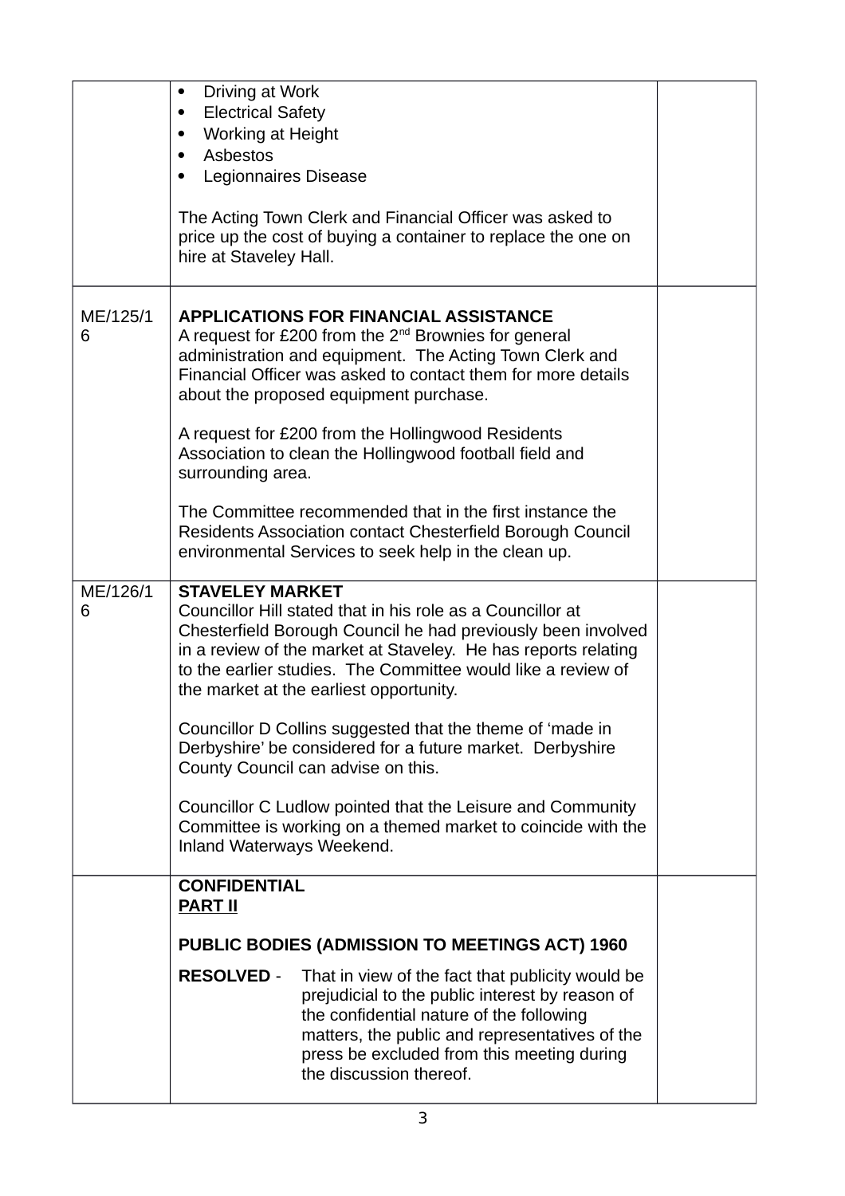| | | |
|---|---|---|
| | • Driving at Work<br>• Electrical Safety<br>• Working at Height<br>• Asbestos<br>• Legionnaires Disease<br><br>The Acting Town Clerk and Financial Officer was asked to price up the cost of buying a container to replace the one on hire at Staveley Hall. | |
| ME/125/16 | **APPLICATIONS FOR FINANCIAL ASSISTANCE**<br>A request for £200 from the 2nd Brownies for general administration and equipment. The Acting Town Clerk and Financial Officer was asked to contact them for more details about the proposed equipment purchase.<br><br>A request for £200 from the Hollingwood Residents Association to clean the Hollingwood football field and surrounding area.<br><br>The Committee recommended that in the first instance the Residents Association contact Chesterfield Borough Council environmental Services to seek help in the clean up. | |
| ME/126/16 | **STAVELEY MARKET**<br>Councillor Hill stated that in his role as a Councillor at Chesterfield Borough Council he had previously been involved in a review of the market at Staveley. He has reports relating to the earlier studies. The Committee would like a review of the market at the earliest opportunity.<br><br>Councillor D Collins suggested that the theme of 'made in Derbyshire' be considered for a future market. Derbyshire County Council can advise on this.<br><br>Councillor C Ludlow pointed that the Leisure and Community Committee is working on a themed market to coincide with the Inland Waterways Weekend. | |
| | **CONFIDENTIAL**<br>**PART II**<br><br>**PUBLIC BODIES (ADMISSION TO MEETINGS ACT) 1960**<br><br>**RESOLVED** - That in view of the fact that publicity would be prejudicial to the public interest by reason of the confidential nature of the following matters, the public and representatives of the press be excluded from this meeting during the discussion thereof. | |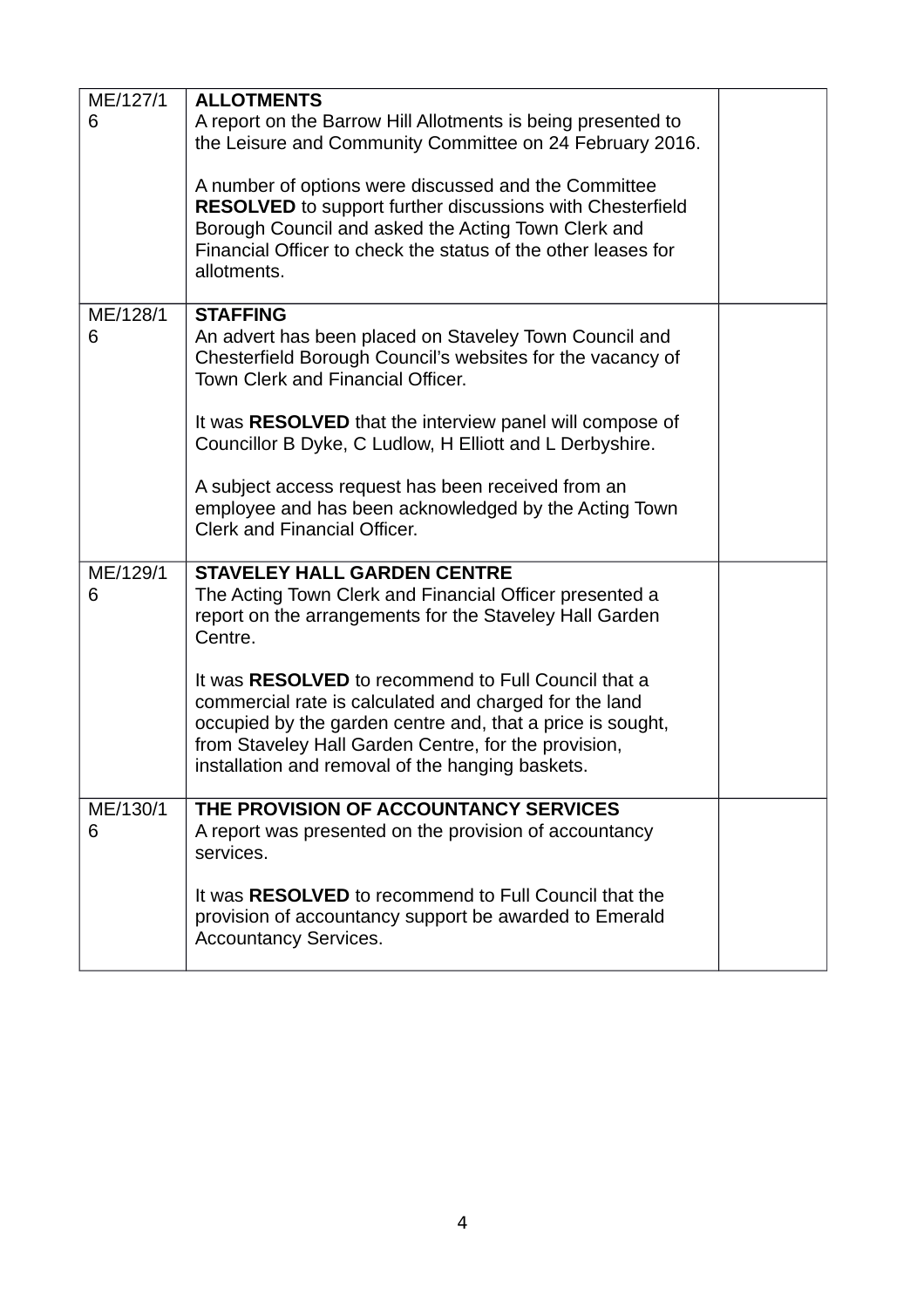| | | |
|---|---|---|
| ME/127/16 | **ALLOTMENTS**<br>A report on the Barrow Hill Allotments is being presented to the Leisure and Community Committee on 24 February 2016.<br><br>A number of options were discussed and the Committee **RESOLVED** to support further discussions with Chesterfield Borough Council and asked the Acting Town Clerk and Financial Officer to check the status of the other leases for allotments. | |
| ME/128/16 | **STAFFING**<br>An advert has been placed on Staveley Town Council and Chesterfield Borough Council's websites for the vacancy of Town Clerk and Financial Officer.<br><br>It was **RESOLVED** that the interview panel will compose of Councillor B Dyke, C Ludlow, H Elliott and L Derbyshire.<br><br>A subject access request has been received from an employee and has been acknowledged by the Acting Town Clerk and Financial Officer. | |
| ME/129/16 | **STAVELEY HALL GARDEN CENTRE**<br>The Acting Town Clerk and Financial Officer presented a report on the arrangements for the Staveley Hall Garden Centre.<br><br>It was **RESOLVED** to recommend to Full Council that a commercial rate is calculated and charged for the land occupied by the garden centre and, that a price is sought, from Staveley Hall Garden Centre, for the provision, installation and removal of the hanging baskets. | |
| ME/130/16 | **THE PROVISION OF ACCOUNTANCY SERVICES**<br>A report was presented on the provision of accountancy services.<br><br>It was **RESOLVED** to recommend to Full Council that the provision of accountancy support be awarded to Emerald Accountancy Services. | |